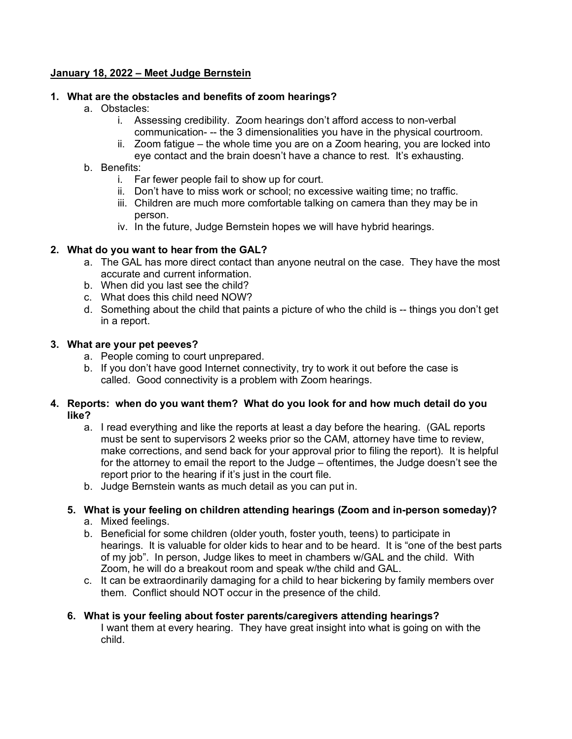**<u>January 18, 2022 – Meet Judge Bernstein</u>**

1. **What are the obstacles and benefits of zoom hearings?**
   a. Obstacles:
      i. Assessing credibility. Zoom hearings don't afford access to non-verbal communication- -- the 3 dimensionalities you have in the physical courtroom.
      ii. Zoom fatigue – the whole time you are on a Zoom hearing, you are locked into eye contact and the brain doesn't have a chance to rest. It's exhausting.
   b. Benefits:
      i. Far fewer people fail to show up for court.
      ii. Don't have to miss work or school; no excessive waiting time; no traffic.
      iii. Children are much more comfortable talking on camera than they may be in person.
      iv. In the future, Judge Bernstein hopes we will have hybrid hearings.

2. **What do you want to hear from the GAL?**
   a. The GAL has more direct contact than anyone neutral on the case. They have the most accurate and current information.
   b. When did you last see the child?
   c. What does this child need NOW?
   d. Something about the child that paints a picture of who the child is -- things you don't get in a report.

3. **What are your pet peeves?**
   a. People coming to court unprepared.
   b. If you don't have good Internet connectivity, try to work it out before the case is called. Good connectivity is a problem with Zoom hearings.

4. **Reports: when do you want them? What do you look for and how much detail do you like?**
   a. I read everything and like the reports at least a day before the hearing. (GAL reports must be sent to supervisors 2 weeks prior so the CAM, attorney have time to review, make corrections, and send back for your approval prior to filing the report). It is helpful for the attorney to email the report to the Judge – oftentimes, the Judge doesn't see the report prior to the hearing if it's just in the court file.
   b. Judge Bernstein wants as much detail as you can put in.

5. **What is your feeling on children attending hearings (Zoom and in-person someday)?**
   a. Mixed feelings.
   b. Beneficial for some children (older youth, foster youth, teens) to participate in hearings. It is valuable for older kids to hear and to be heard. It is "one of the best parts of my job". In person, Judge likes to meet in chambers w/GAL and the child. With Zoom, he will do a breakout room and speak w/the child and GAL.
   c. It can be extraordinarily damaging for a child to hear bickering by family members over them. Conflict should NOT occur in the presence of the child.

6. **What is your feeling about foster parents/caregivers attending hearings?**
   I want them at every hearing. They have great insight into what is going on with the child.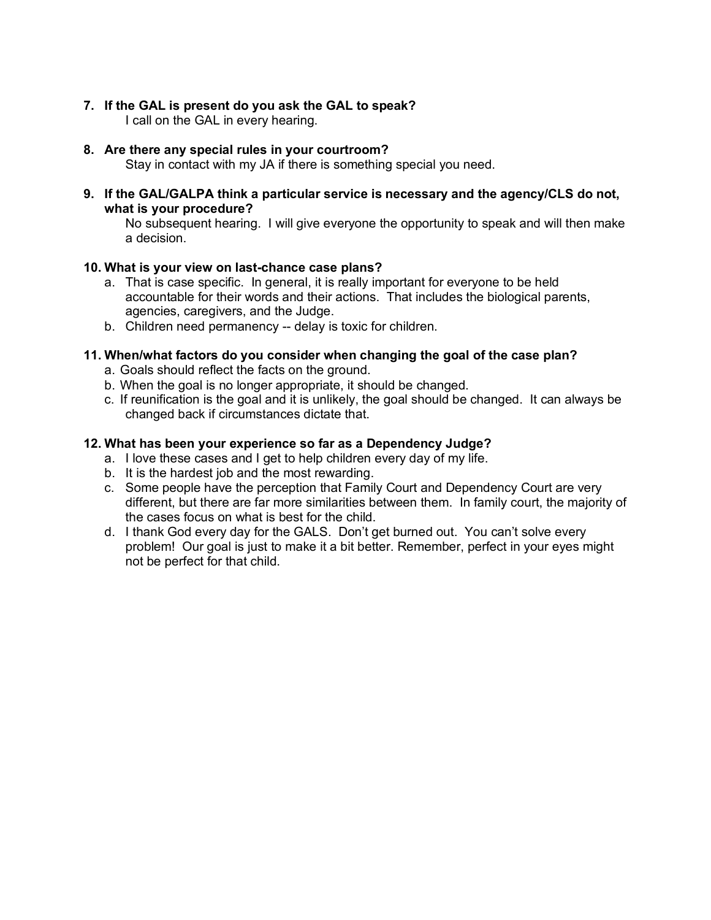7. **If the GAL is present do you ask the GAL to speak?**
   I call on the GAL in every hearing.

8. **Are there any special rules in your courtroom?**
   Stay in contact with my JA if there is something special you need.

9. **If the GAL/GALPA think a particular service is necessary and the agency/CLS do not, what is your procedure?**
   No subsequent hearing. I will give everyone the opportunity to speak and will then make a decision.

10. **What is your view on last-chance case plans?**
    a. That is case specific. In general, it is really important for everyone to be held accountable for their words and their actions. That includes the biological parents, agencies, caregivers, and the Judge.
    b. Children need permanency -- delay is toxic for children.

11. **When/what factors do you consider when changing the goal of the case plan?**
    a. Goals should reflect the facts on the ground.
    b. When the goal is no longer appropriate, it should be changed.
    c. If reunification is the goal and it is unlikely, the goal should be changed. It can always be changed back if circumstances dictate that.

12. **What has been your experience so far as a Dependency Judge?**
    a. I love these cases and I get to help children every day of my life.
    b. It is the hardest job and the most rewarding.
    c. Some people have the perception that Family Court and Dependency Court are very different, but there are far more similarities between them. In family court, the majority of the cases focus on what is best for the child.
    d. I thank God every day for the GALS. Don't get burned out. You can't solve every problem! Our goal is just to make it a bit better. Remember, perfect in your eyes might not be perfect for that child.